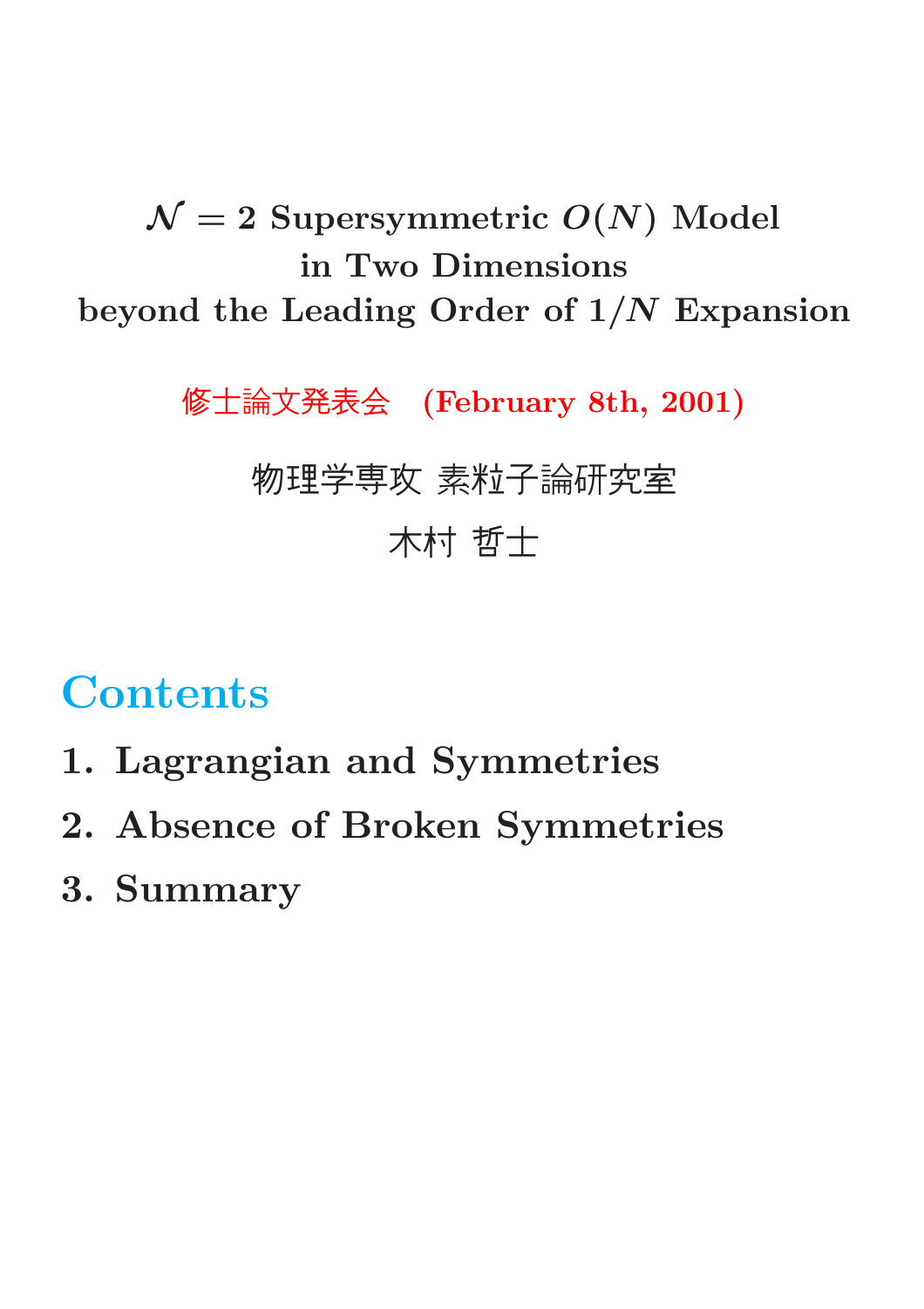# $\mathcal{N} = 2$ Supersymmetric $O(N)$ Model in Two Dimensions beyond the Leading Order of $1/N$ Expansion

**修士論文発表会　(February 8th, 2001)**

物理学専攻 素粒子論研究室

木村 哲士

## Contents

1. **Lagrangian and Symmetries**
2. **Absence of Broken Symmetries**
3. **Summary**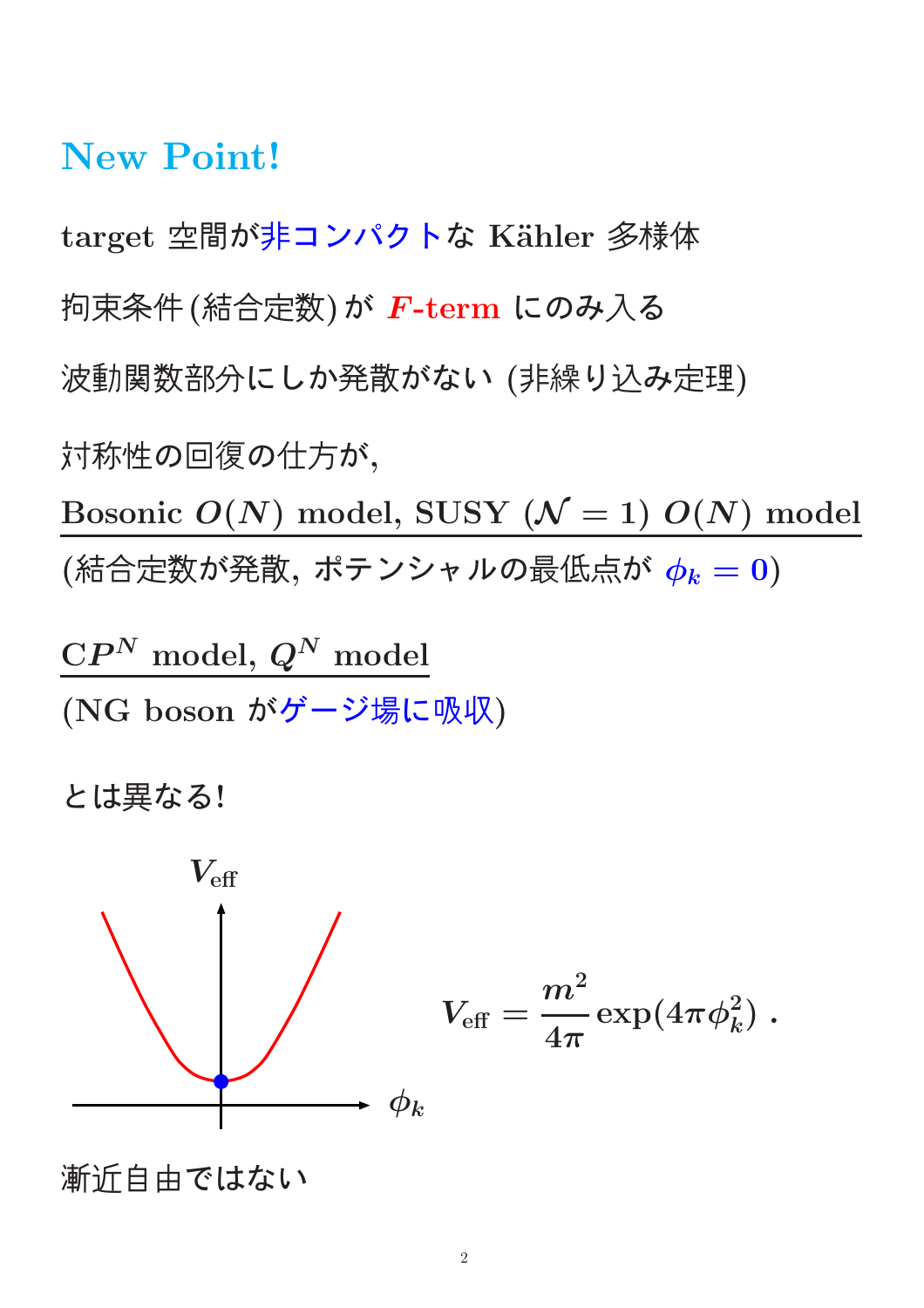# New Point!

target 空間が非コンパクトな Kähler 多様体

拘束条件 (結合定数) が **$F$-term** にのみ入る

波動関数部分にしか発散がない (非繰り込み定理)

対称性の回復の仕方が,

**Bosonic $O(N)$ model, SUSY ($\mathcal{N}=1$) $O(N)$ model**

(結合定数が発散, ポテンシャルの最低点が $\phi_k = 0$)

**C$P^N$ model, $Q^N$ model**

(NG boson がゲージ場に吸収)

とは異なる!

$$V_{\rm eff} = \frac{m^2}{4\pi}\exp(4\pi\phi_k^2) \ .$$

漸近自由ではない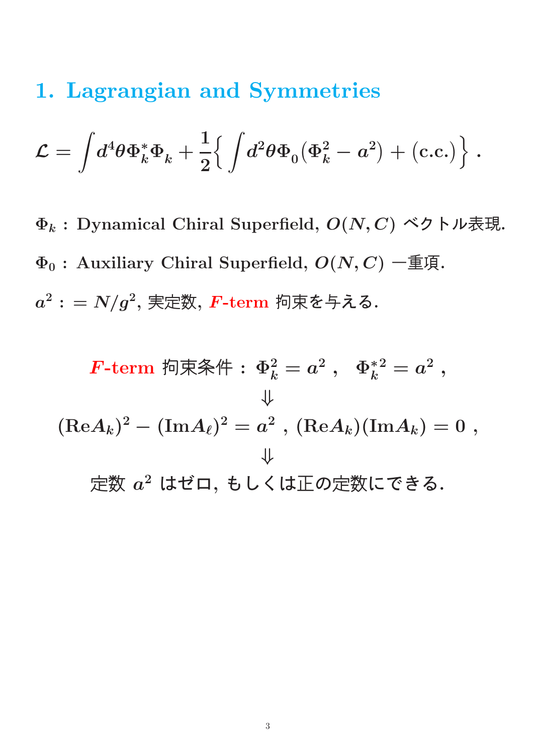# 1. Lagrangian and Symmetries

$$\mathcal{L} = \int d^4\theta \Phi_k^* \Phi_k + \frac{1}{2}\Big\{ \int d^2\theta \Phi_0 (\Phi_k^2 - a^2) + (\text{c.c.}) \Big\} \, .$$

$\Phi_k$ : Dynamical Chiral Superfield, $O(N, C)$ ベクトル表現.

$\Phi_0$ : Auxiliary Chiral Superfield, $O(N, C)$ 一重項.

$a^2 := N/g^2$, 実定数, $F$-term 拘束を与える.

$$F\text{-term 拘束条件} : \Phi_k^2 = a^2 \, , \quad \Phi_k^{*2} = a^2 \, ,$$

$$\Downarrow$$

$$(\text{Re}A_k)^2 - (\text{Im}A_\ell)^2 = a^2 \, , \; (\text{Re}A_k)(\text{Im}A_k) = 0 \, ,$$

$$\Downarrow$$

定数 $a^2$ はゼロ, もしくは正の定数にできる.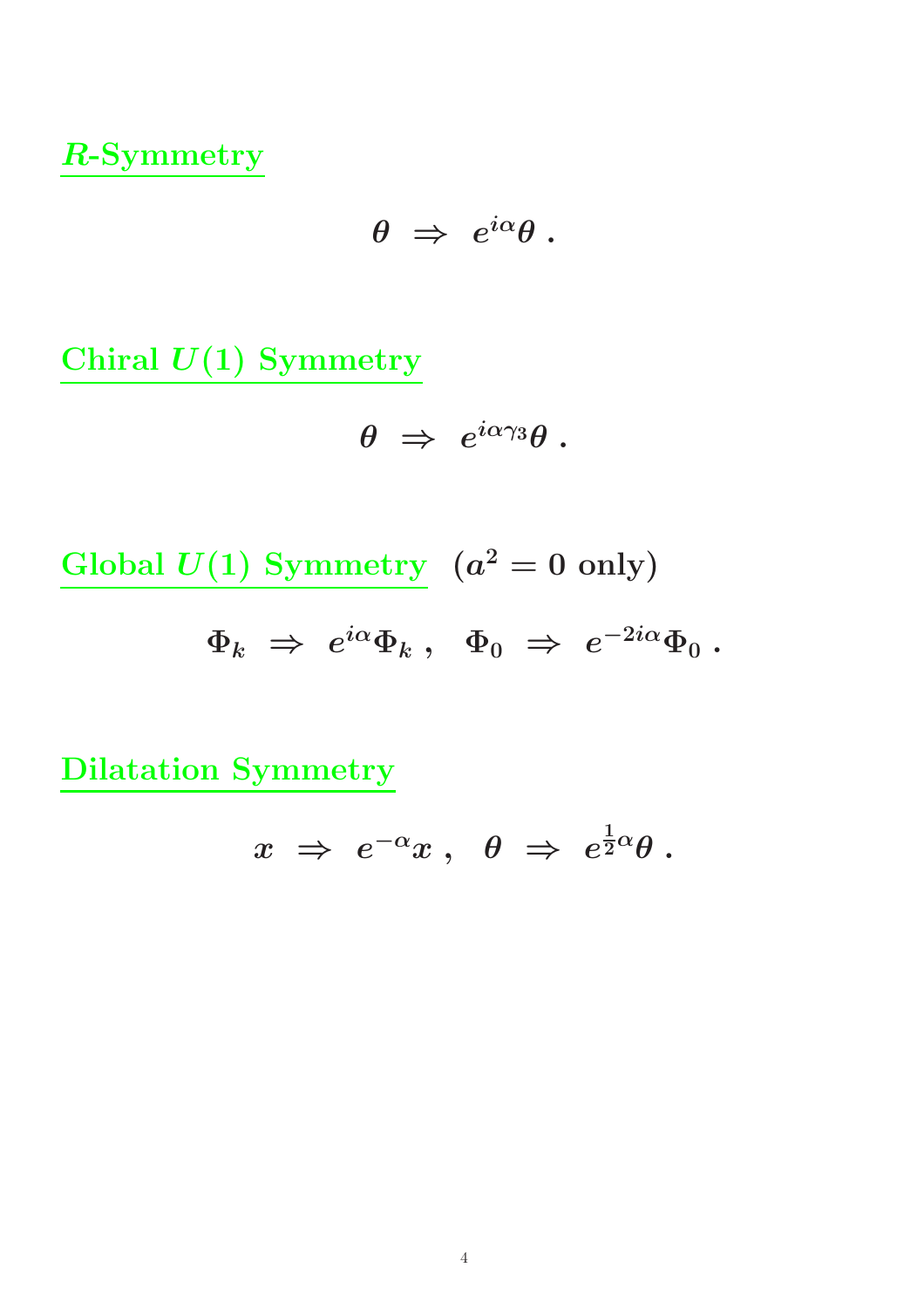## *R*-Symmetry

$$\theta \ \Rightarrow \ e^{i\alpha}\theta \ .$$

## Chiral $U(1)$ Symmetry

$$\theta \ \Rightarrow \ e^{i\alpha\gamma_3}\theta \ .$$

## Global $U(1)$ Symmetry ($a^2 = 0$ only)

$$\Phi_k \ \Rightarrow \ e^{i\alpha}\Phi_k \ , \quad \Phi_0 \ \Rightarrow \ e^{-2i\alpha}\Phi_0 \ .$$

## Dilatation Symmetry

$$x \ \Rightarrow \ e^{-\alpha}x \ , \quad \theta \ \Rightarrow \ e^{\frac{1}{2}\alpha}\theta \ .$$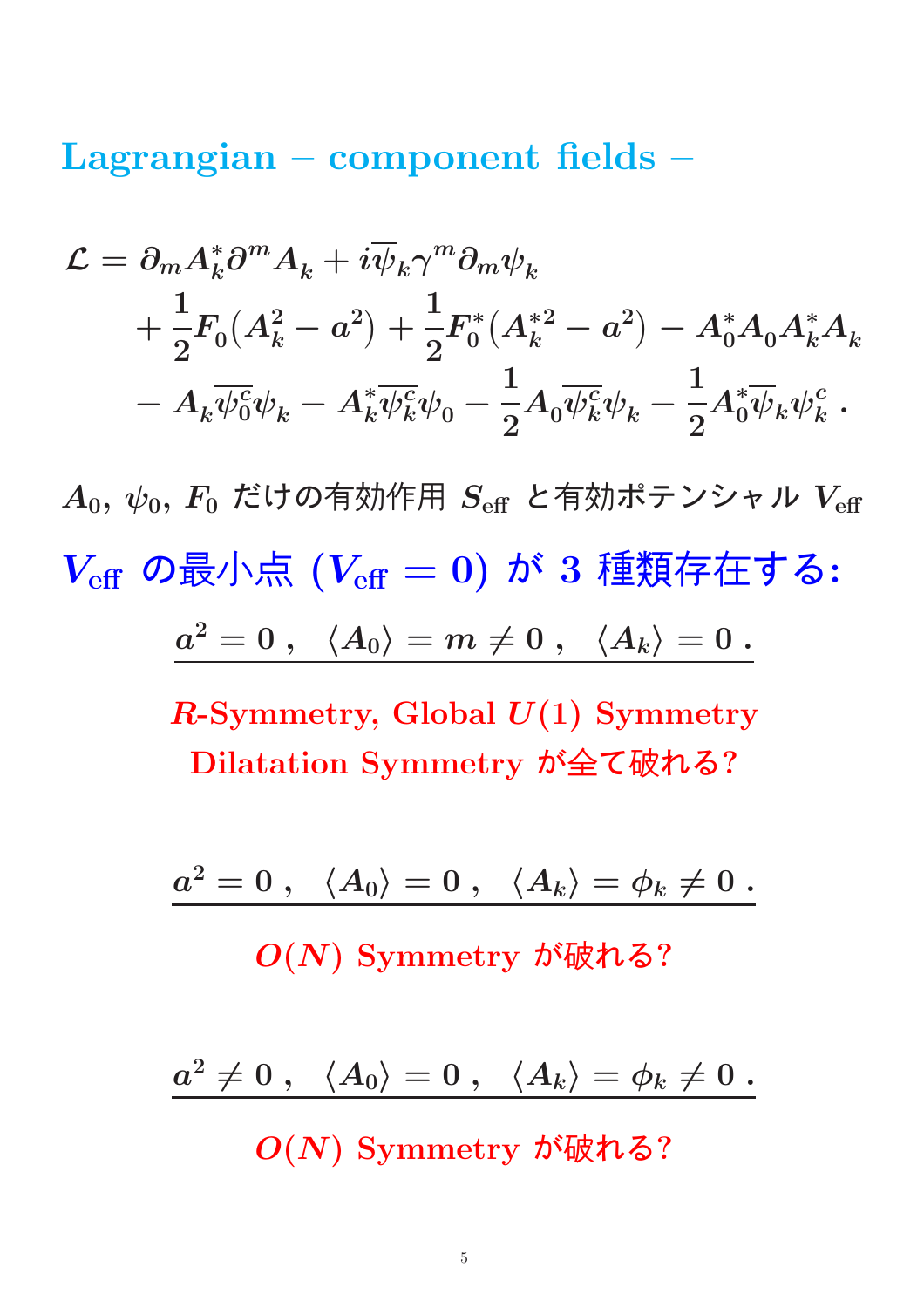# Lagrangian – component fields –

$$
\begin{aligned}
\mathcal{L} = & \, \partial_m A_k^* \partial^m A_k + i\overline{\psi}_k \gamma^m \partial_m \psi_k \\
& + \frac{1}{2} F_0 \left( A_k^2 - a^2 \right) + \frac{1}{2} F_0^* \left( A_k^{*2} - a^2 \right) - A_0^* A_0 A_k^* A_k \\
& - A_k \overline{\psi_0^c} \psi_k - A_k^* \overline{\psi_k^c} \psi_0 - \frac{1}{2} A_0 \overline{\psi_k^c} \psi_k - \frac{1}{2} A_0^* \overline{\psi}_k \psi_k^c \, .
\end{aligned}
$$

$A_0$, $\psi_0$, $F_0$ だけの有効作用 $S_{\text{eff}}$ と有効ポテンシャル $V_{\text{eff}}$

## $V_{\text{eff}}$ の最小点 ($V_{\text{eff}} = 0$) が 3 種類存在する:

$$
a^2 = 0 \, , \quad \langle A_0 \rangle = m \neq 0 \, , \quad \langle A_k \rangle = 0 \, .
$$

$R$-Symmetry, Global $U(1)$ Symmetry
Dilatation Symmetry が全て破れる?

$$
a^2 = 0 \, , \quad \langle A_0 \rangle = 0 \, , \quad \langle A_k \rangle = \phi_k \neq 0 \, .
$$

$O(N)$ Symmetry が破れる?

$$
a^2 \neq 0 \, , \quad \langle A_0 \rangle = 0 \, , \quad \langle A_k \rangle = \phi_k \neq 0 \, .
$$

$O(N)$ Symmetry が破れる?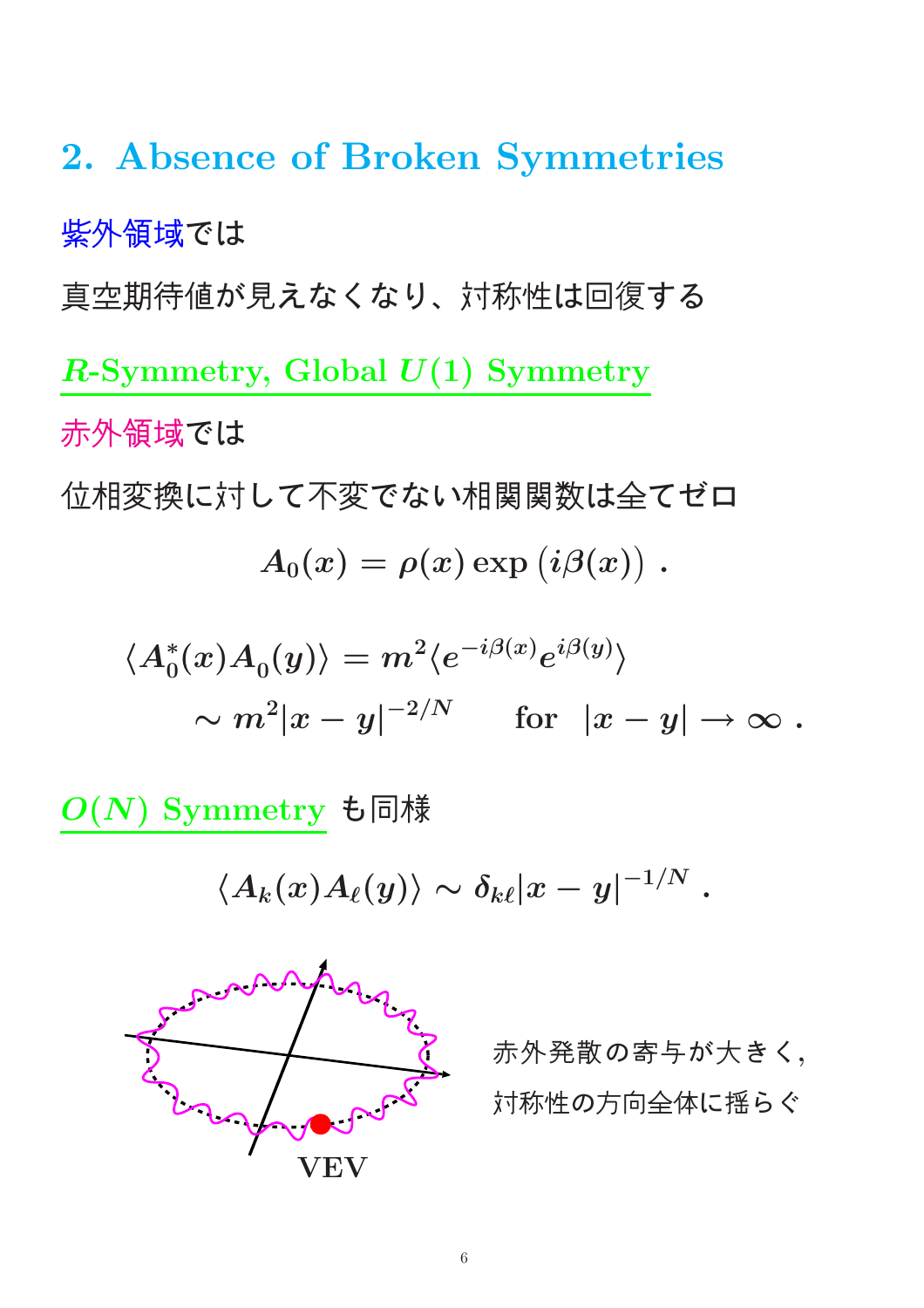## 2. Absence of Broken Symmetries

紫外領域では

真空期待値が見えなくなり、対称性は回復する

### $R$-Symmetry, Global $U(1)$ Symmetry

赤外領域では

位相変換に対して不変でない相関関数は全てゼロ

$$A_0(x) = \rho(x) \exp\big(i\beta(x)\big) \,.$$

$$\begin{aligned} \langle A_0^*(x) A_0(y) \rangle &= m^2 \langle e^{-i\beta(x)} e^{i\beta(y)} \rangle \\ &\sim m^2 |x-y|^{-2/N} \qquad \text{for} \;\; |x-y| \to \infty \,. \end{aligned}$$

### $O(N)$ Symmetry も同様

$$\langle A_k(x) A_\ell(y) \rangle \sim \delta_{k\ell} |x-y|^{-1/N} \,.$$

VEV

赤外発散の寄与が大きく,
対称性の方向全体に揺らぐ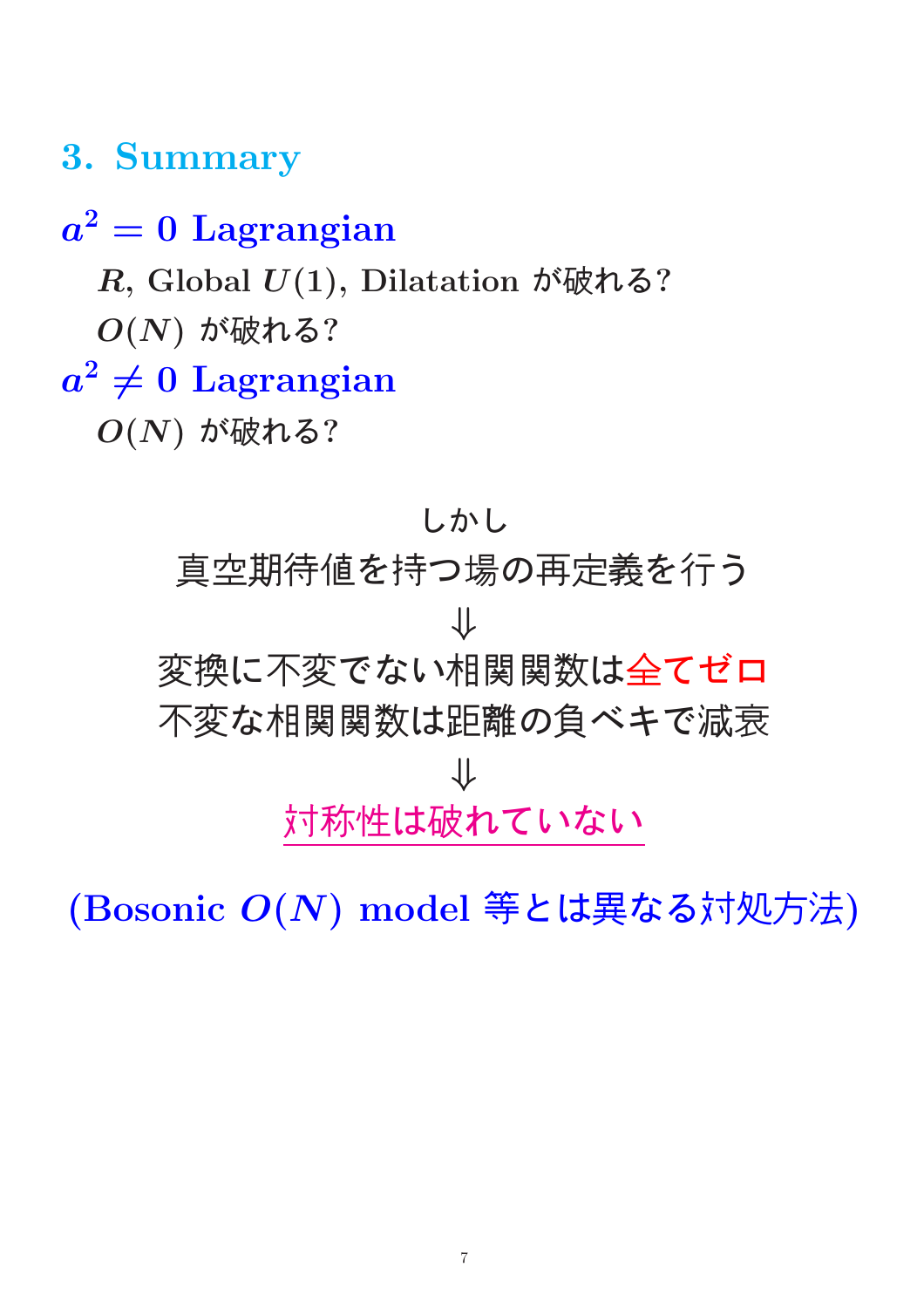## 3. Summary

### $a^2 = 0$ Lagrangian

$R$, Global $U(1)$, Dilatation が破れる?

$O(N)$ が破れる?

### $a^2 \neq 0$ Lagrangian

$O(N)$ が破れる?

しかし

真空期待値を持つ場の再定義を行う

$\Downarrow$

変換に不変でない相関関数は全てゼロ

不変な相関関数は距離の負ベキで減衰

$\Downarrow$

対称性は破れていない

**(Bosonic $O(N)$ model 等とは異なる対処方法)**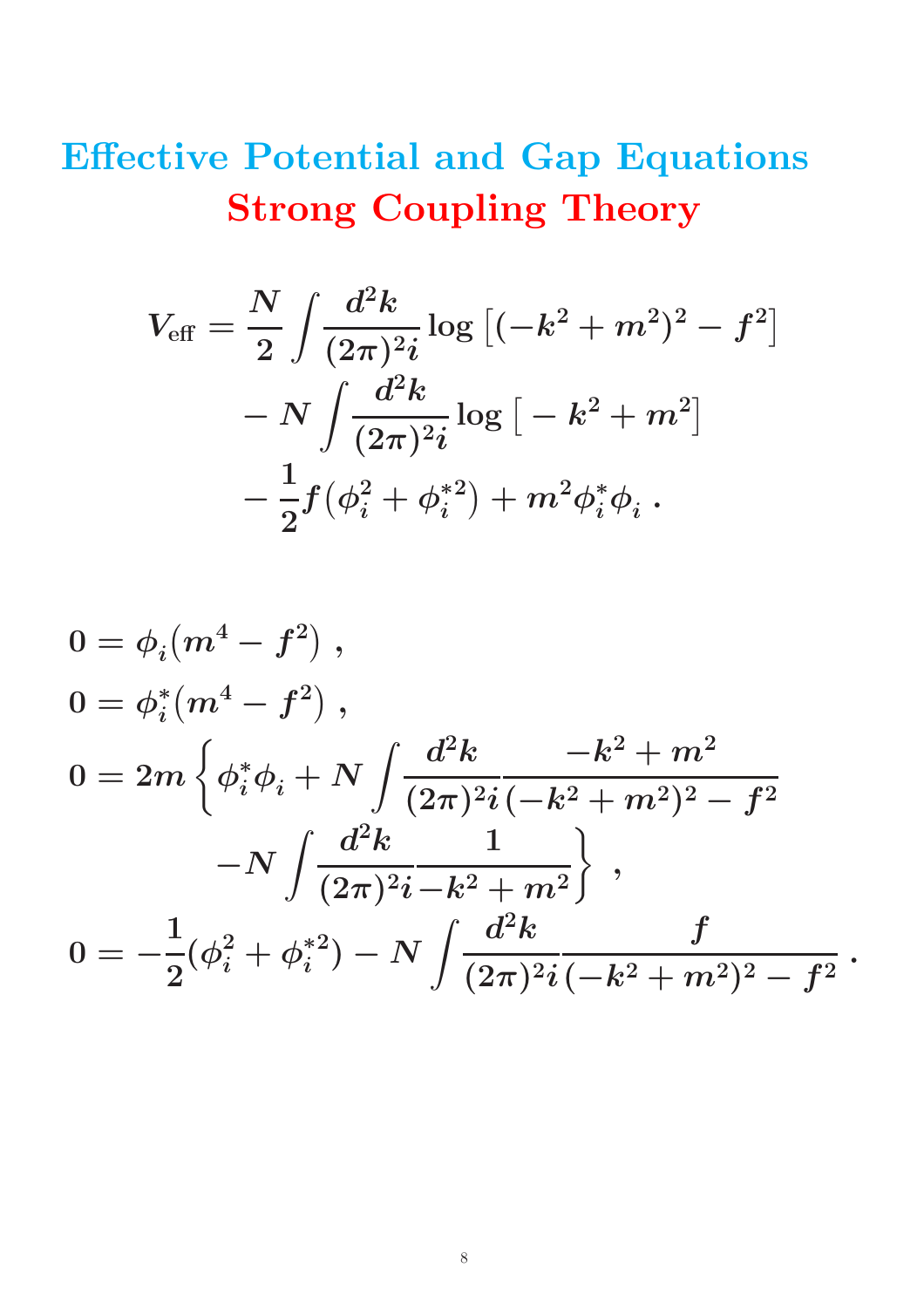# Effective Potential and Gap Equations

## Strong Coupling Theory

$$
\begin{aligned}
V_{\text{eff}} = & \frac{N}{2} \int \frac{d^2k}{(2\pi)^2 i} \log\left[(-k^2+m^2)^2 - f^2\right] \\
& - N \int \frac{d^2k}{(2\pi)^2 i} \log\left[-k^2+m^2\right] \\
& - \frac{1}{2} f\left(\phi_i^2 + \phi_i^{*2}\right) + m^2 \phi_i^* \phi_i \, .
\end{aligned}
$$

$$
\begin{aligned}
0 &= \phi_i\left(m^4 - f^2\right) , \\
0 &= \phi_i^*\left(m^4 - f^2\right) , \\
0 &= 2m \left\{ \phi_i^* \phi_i + N \int \frac{d^2k}{(2\pi)^2 i} \frac{-k^2+m^2}{(-k^2+m^2)^2 - f^2} \right. \\
& \qquad \left. - N \int \frac{d^2k}{(2\pi)^2 i} \frac{1}{-k^2+m^2} \right\} , \\
0 &= -\frac{1}{2}(\phi_i^2 + \phi_i^{*2}) - N \int \frac{d^2k}{(2\pi)^2 i} \frac{f}{(-k^2+m^2)^2 - f^2} \, .
\end{aligned}
$$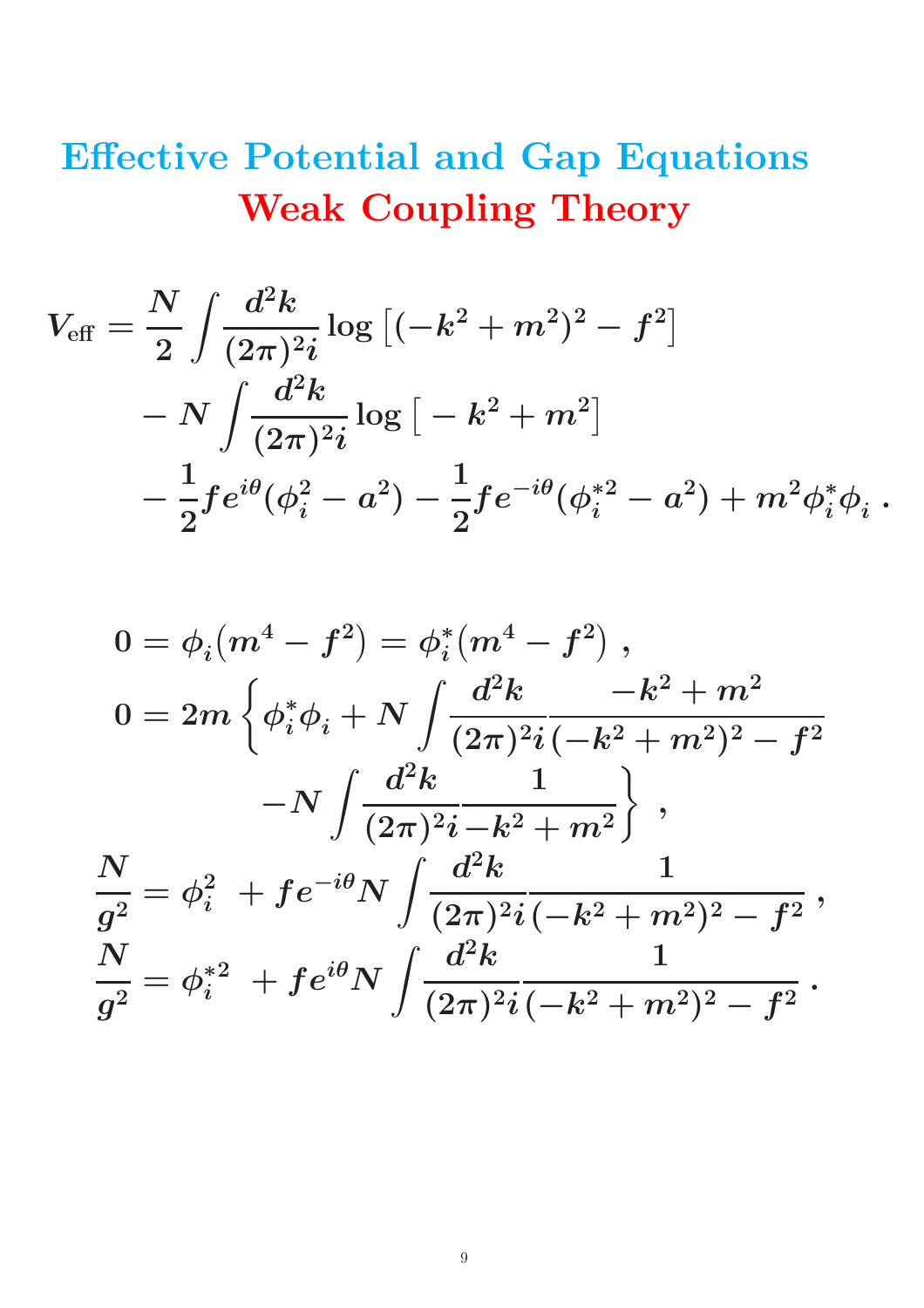# Effective Potential and Gap Equations
## Weak Coupling Theory

$$
\begin{aligned}
V_{\text{eff}} = {} & \frac{N}{2} \int \frac{d^2k}{(2\pi)^2 i} \log \left[ (-k^2 + m^2)^2 - f^2 \right] \\
& - N \int \frac{d^2k}{(2\pi)^2 i} \log \left[ -k^2 + m^2 \right] \\
& - \frac{1}{2} f e^{i\theta} (\phi_i^2 - a^2) - \frac{1}{2} f e^{-i\theta} (\phi_i^{*2} - a^2) + m^2 \phi_i^* \phi_i \; .
\end{aligned}
$$

$$
\begin{aligned}
0 &= \phi_i (m^4 - f^2) = \phi_i^* (m^4 - f^2) \; , \\
0 &= 2m \left\{ \phi_i^* \phi_i + N \int \frac{d^2k}{(2\pi)^2 i} \frac{-k^2 + m^2}{(-k^2 + m^2)^2 - f^2} \right. \\
& \qquad \left. - N \int \frac{d^2k}{(2\pi)^2 i} \frac{1}{-k^2 + m^2} \right\} \; , \\
\frac{N}{g^2} &= \phi_i^2 \; + f e^{-i\theta} N \int \frac{d^2k}{(2\pi)^2 i} \frac{1}{(-k^2 + m^2)^2 - f^2} \; , \\
\frac{N}{g^2} &= \phi_i^{*2} \; + f e^{i\theta} N \int \frac{d^2k}{(2\pi)^2 i} \frac{1}{(-k^2 + m^2)^2 - f^2} \; .
\end{aligned}
$$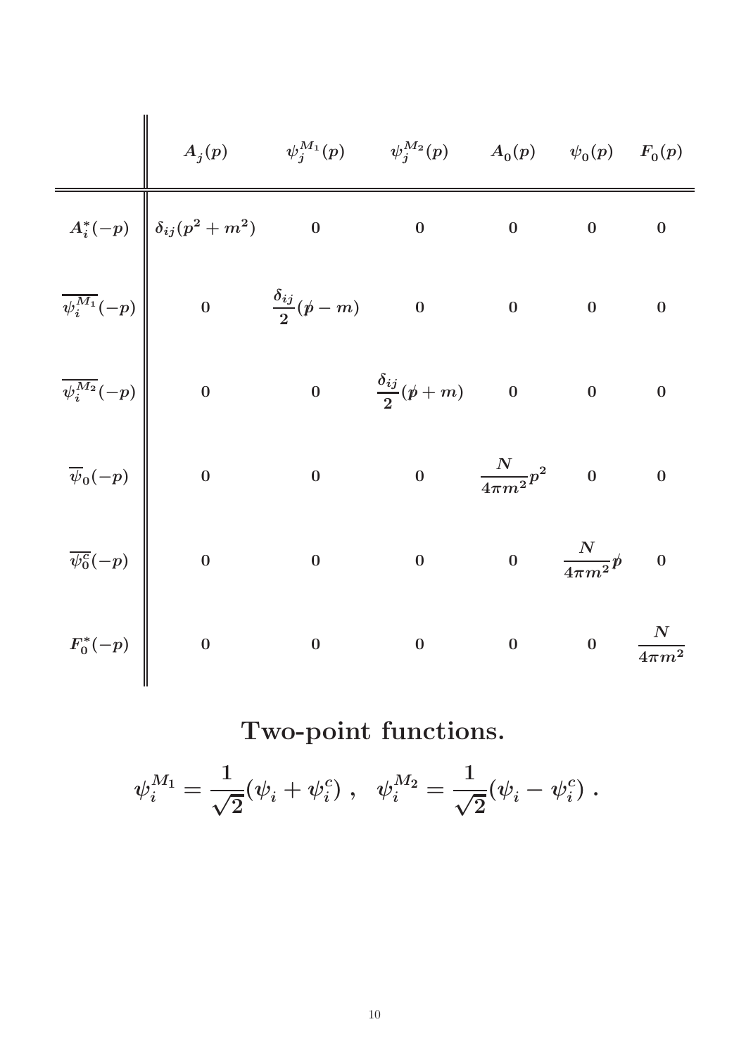| | $A_j(p)$ | $\psi_j^{M_1}(p)$ | $\psi_j^{M_2}(p)$ | $A_0(p)$ | $\psi_0(p)$ | $F_0(p)$ |
|---|---|---|---|---|---|---|
| $A_i^*(-p)$ | $\delta_{ij}(p^2+m^2)$ | $0$ | $0$ | $0$ | $0$ | $0$ |
| $\overline{\psi_i^{M_1}}(-p)$ | $0$ | $\dfrac{\delta_{ij}}{2}(\not{p}-m)$ | $0$ | $0$ | $0$ | $0$ |
| $\overline{\psi_i^{M_2}}(-p)$ | $0$ | $0$ | $\dfrac{\delta_{ij}}{2}(\not{p}+m)$ | $0$ | $0$ | $0$ |
| $\overline{\psi}_0(-p)$ | $0$ | $0$ | $0$ | $\dfrac{N}{4\pi m^2}p^2$ | $0$ | $0$ |
| $\overline{\psi_0^c}(-p)$ | $0$ | $0$ | $0$ | $0$ | $\dfrac{N}{4\pi m^2}\not{p}$ | $0$ |
| $F_0^*(-p)$ | $0$ | $0$ | $0$ | $0$ | $0$ | $\dfrac{N}{4\pi m^2}$ |

**Two-point functions.**

$$\psi_i^{M_1} = \frac{1}{\sqrt{2}}(\psi_i + \psi_i^c)\ , \quad \psi_i^{M_2} = \frac{1}{\sqrt{2}}(\psi_i - \psi_i^c)\ .$$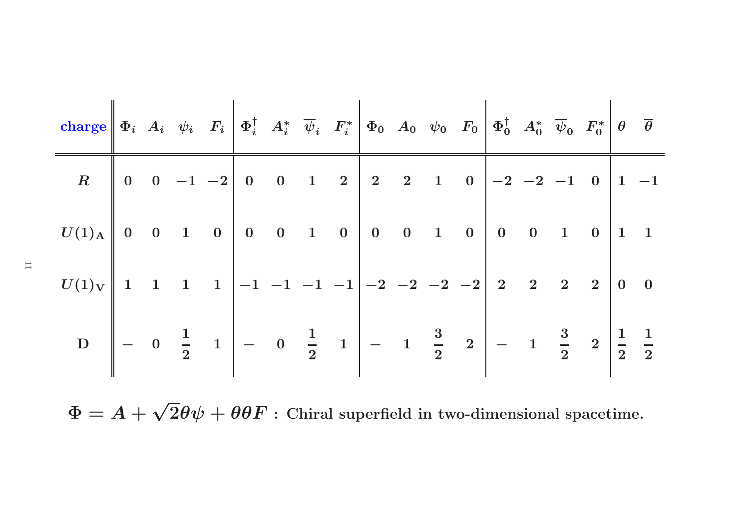| charge | $\Phi_i$ | $A_i$ | $\psi_i$ | $F_i$ | $\Phi_i^\dagger$ | $A_i^*$ | $\overline{\psi}_i$ | $F_i^*$ | $\Phi_0$ | $A_0$ | $\psi_0$ | $F_0$ | $\Phi_0^\dagger$ | $A_0^*$ | $\overline{\psi}_0$ | $F_0^*$ | $\theta$ | $\overline{\theta}$ |
|---|---|---|---|---|---|---|---|---|---|---|---|---|---|---|---|---|---|---|
| $R$ | 0 | 0 | $-1$ | $-2$ | 0 | 0 | 1 | 2 | 2 | 2 | 1 | 0 | $-2$ | $-2$ | $-1$ | 0 | 1 | $-1$ |
| $U(1)_{\rm A}$ | 0 | 0 | 1 | 0 | 0 | 0 | 1 | 0 | 0 | 0 | 1 | 0 | 0 | 0 | 1 | 0 | 1 | 1 |
| $U(1)_{\rm V}$ | 1 | 1 | 1 | 1 | $-1$ | $-1$ | $-1$ | $-1$ | $-2$ | $-2$ | $-2$ | $-2$ | 2 | 2 | 2 | 2 | 0 | 0 |
| D | $-$ | 0 | $\frac{1}{2}$ | 1 | $-$ | 0 | $\frac{1}{2}$ | 1 | $-$ | 1 | $\frac{3}{2}$ | 2 | $-$ | 1 | $\frac{3}{2}$ | 2 | $\frac{1}{2}$ | $\frac{1}{2}$ |

$\Phi = A + \sqrt{2}\theta\psi + \theta\theta F$ : Chiral superfield in two-dimensional spacetime.